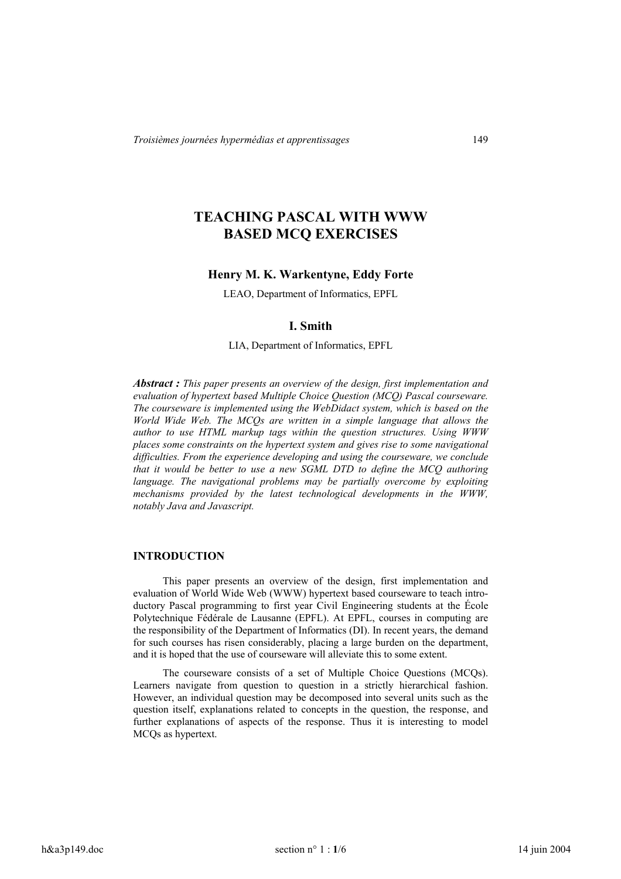# TEACHING PASCAL WITH WWW BASED MCQ EXERCISES

**Henry M. K. Warkentyne, Eddy Forte**

LEAO, Department of Informatics, EPFL

**I. Smith**

LIA, Department of Informatics, EPFL

***Abstract :*** *This paper presents an overview of the design, first implementation and evaluation of hypertext based Multiple Choice Question (MCQ) Pascal courseware. The courseware is implemented using the WebDidact system, which is based on the World Wide Web. The MCQs are written in a simple language that allows the author to use HTML markup tags within the question structures. Using WWW places some constraints on the hypertext system and gives rise to some navigational difficulties. From the experience developing and using the courseware, we conclude that it would be better to use a new SGML DTD to define the MCQ authoring language. The navigational problems may be partially overcome by exploiting mechanisms provided by the latest technological developments in the WWW, notably Java and Javascript.*

## INTRODUCTION

This paper presents an overview of the design, first implementation and evaluation of World Wide Web (WWW) hypertext based courseware to teach introductory Pascal programming to first year Civil Engineering students at the École Polytechnique Fédérale de Lausanne (EPFL). At EPFL, courses in computing are the responsibility of the Department of Informatics (DI). In recent years, the demand for such courses has risen considerably, placing a large burden on the department, and it is hoped that the use of courseware will alleviate this to some extent.

The courseware consists of a set of Multiple Choice Questions (MCQs). Learners navigate from question to question in a strictly hierarchical fashion. However, an individual question may be decomposed into several units such as the question itself, explanations related to concepts in the question, the response, and further explanations of aspects of the response. Thus it is interesting to model MCQs as hypertext.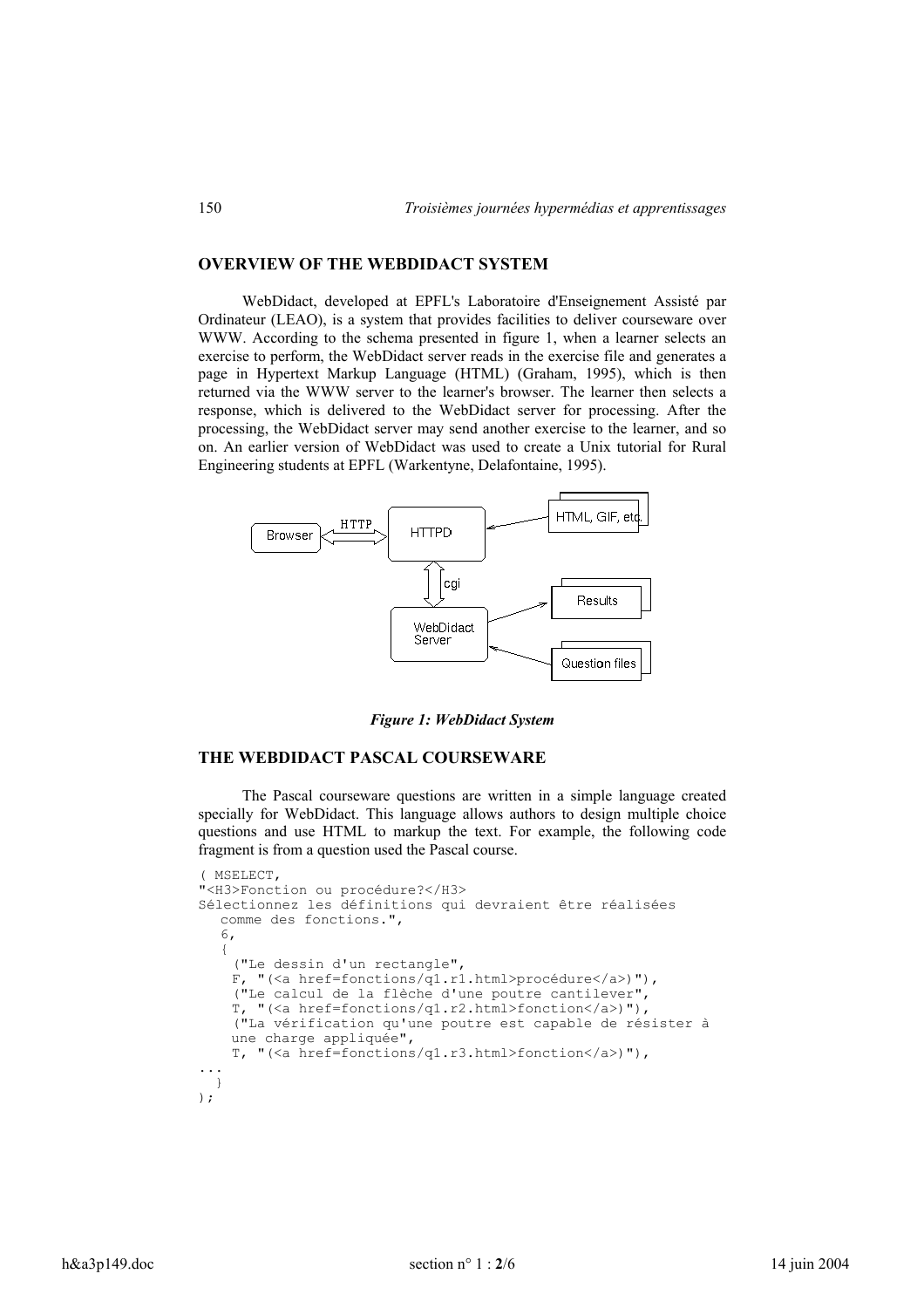## OVERVIEW OF THE WEBDIDACT SYSTEM

WebDidact, developed at EPFL's Laboratoire d'Enseignement Assisté par Ordinateur (LEAO), is a system that provides facilities to deliver courseware over WWW. According to the schema presented in figure 1, when a learner selects an exercise to perform, the WebDidact server reads in the exercise file and generates a page in Hypertext Markup Language (HTML) (Graham, 1995), which is then returned via the WWW server to the learner's browser. The learner then selects a response, which is delivered to the WebDidact server for processing. After the processing, the WebDidact server may send another exercise to the learner, and so on. An earlier version of WebDidact was used to create a Unix tutorial for Rural Engineering students at EPFL (Warkentyne, Delafontaine, 1995).

Browser ⟷ HTTP ⟷ HTTPD ← HTML, GIF, etc.

HTTPD ⟷ cgi ⟷ WebDidact Server → Results; Question files → WebDidact Server

***Figure 1: WebDidact System***

## THE WEBDIDACT PASCAL COURSEWARE

The Pascal courseware questions are written in a simple language created specially for WebDidact. This language allows authors to design multiple choice questions and use HTML to markup the text. For example, the following code fragment is from a question used the Pascal course.

```
( MSELECT,
"<H3>Fonction ou procédure?</H3>
Sélectionnez les définitions qui devraient être réalisées
   comme des fonctions.",
   6,
   {
    ("Le dessin d'un rectangle",
    F, "(<a href=fonctions/q1.r1.html>procédure</a>)"),
    ("Le calcul de la flèche d'une poutre cantilever",
    T, "(<a href=fonctions/q1.r2.html>fonction</a>)"),
    ("La vérification qu'une poutre est capable de résister à
    une charge appliquée",
    T, "(<a href=fonctions/q1.r3.html>fonction</a>)"),
...
  }
);
```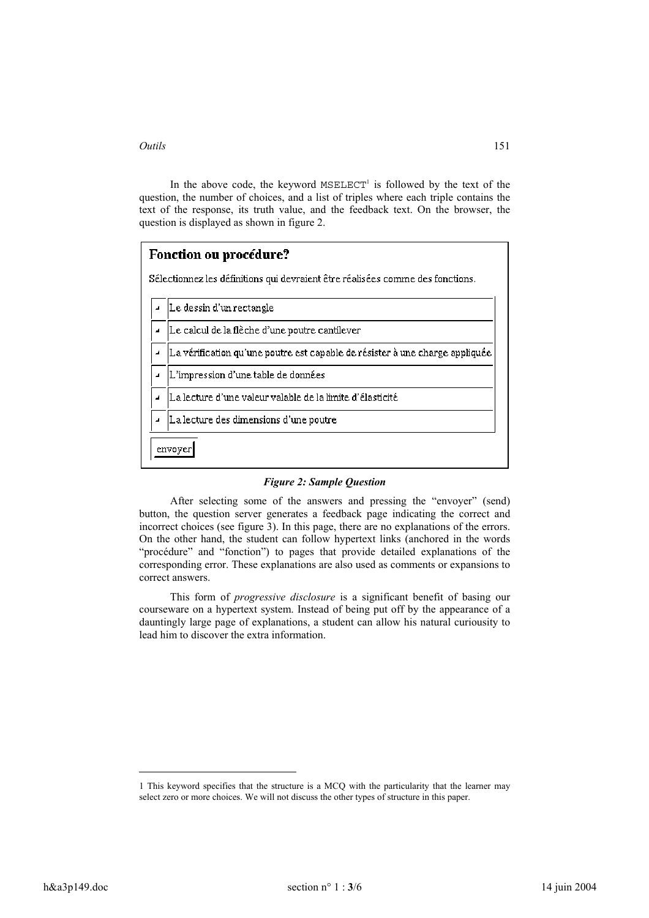In the above code, the keyword MSELECT[1] is followed by the text of the question, the number of choices, and a list of triples where each triple contains the text of the response, its truth value, and the feedback text. On the browser, the question is displayed as shown in figure 2.

**Fonction ou procédure?**

Sélectionnez les définitions qui devraient être réalisées comme des fonctions.

- [ ] Le dessin d'un rectangle
- [ ] Le calcul de la flèche d'une poutre cantilever
- [ ] La vérification qu'une poutre est capable de résister à une charge appliquée
- [ ] L'impression d'une table de données
- [ ] La lecture d'une valeur valable de la limite d'élasticité
- [ ] La lecture des dimensions d'une poutre

envoyer

***Figure 2: Sample Question***

After selecting some of the answers and pressing the "envoyer" (send) button, the question server generates a feedback page indicating the correct and incorrect choices (see figure 3). In this page, there are no explanations of the errors. On the other hand, the student can follow hypertext links (anchored in the words "procédure" and "fonction") to pages that provide detailed explanations of the corresponding error. These explanations are also used as comments or expansions to correct answers.

This form of *progressive disclosure* is a significant benefit of basing our courseware on a hypertext system. Instead of being put off by the appearance of a dauntingly large page of explanations, a student can allow his natural curiousity to lead him to discover the extra information.

---

[1] This keyword specifies that the structure is a MCQ with the particularity that the learner may select zero or more choices. We will not discuss the other types of structure in this paper.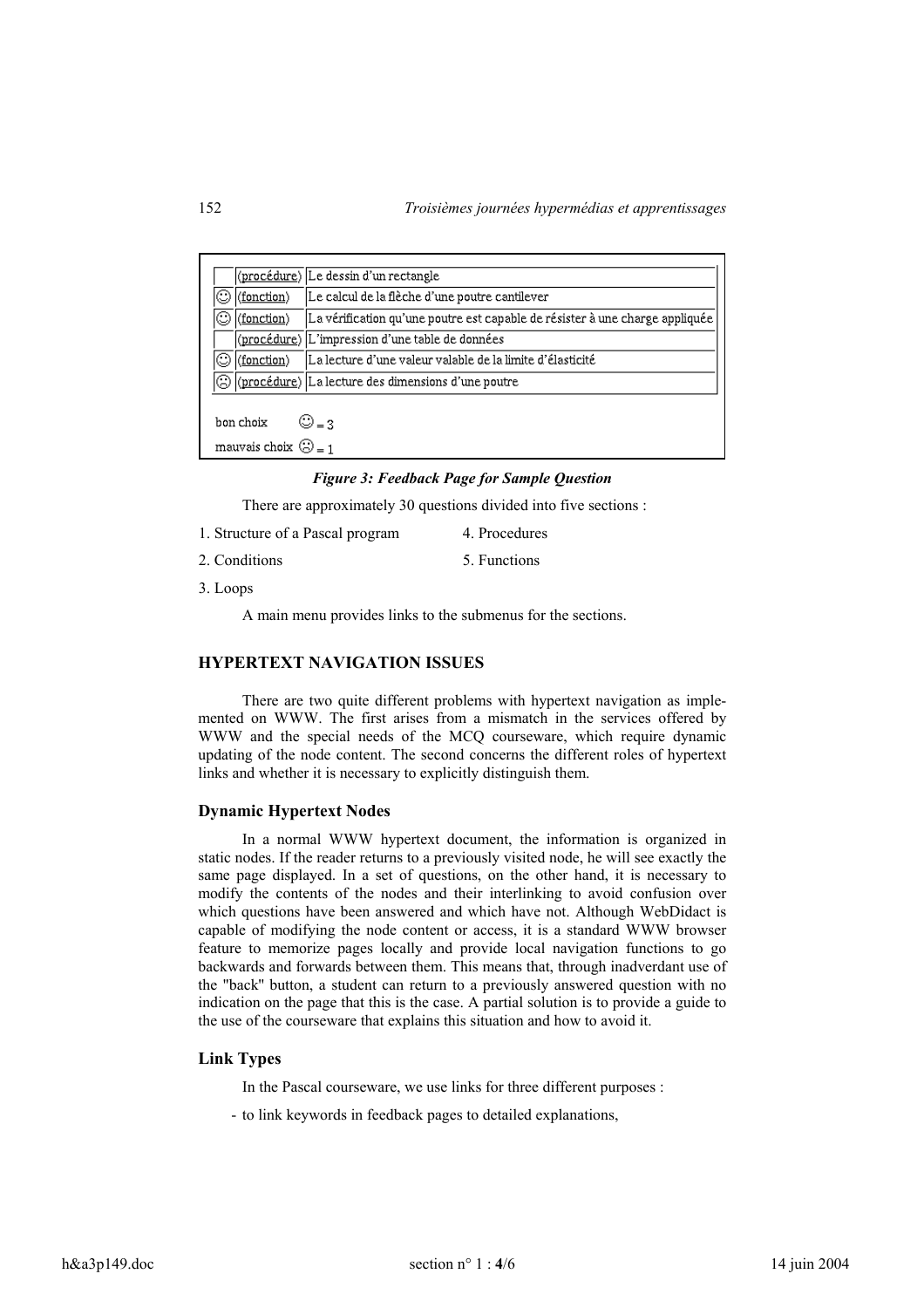|   |   |   |
|---|---|---|
|   | (procédure) | Le dessin d'un rectangle |
| ☺ | (fonction) | Le calcul de la flèche d'une poutre cantilever |
| ☺ | (fonction) | La vérification qu'une poutre est capable de résister à une charge appliquée |
|   | (procédure) | L'impression d'une table de données |
| ☺ | (fonction) | La lecture d'une valeur valable de la limite d'élasticité |
| ☹ | (procédure) | La lecture des dimensions d'une poutre |

bon choix ☺ = 3

mauvais choix ☹ = 1

*Figure 3: Feedback Page for Sample Question*

There are approximately 30 questions divided into five sections :

1. Structure of a Pascal program
2. Conditions
3. Loops
4. Procedures
5. Functions

A main menu provides links to the submenus for the sections.

## HYPERTEXT NAVIGATION ISSUES

There are two quite different problems with hypertext navigation as implemented on WWW. The first arises from a mismatch in the services offered by WWW and the special needs of the MCQ courseware, which require dynamic updating of the node content. The second concerns the different roles of hypertext links and whether it is necessary to explicitly distinguish them.

### Dynamic Hypertext Nodes

In a normal WWW hypertext document, the information is organized in static nodes. If the reader returns to a previously visited node, he will see exactly the same page displayed. In a set of questions, on the other hand, it is necessary to modify the contents of the nodes and their interlinking to avoid confusion over which questions have been answered and which have not. Although WebDidact is capable of modifying the node content or access, it is a standard WWW browser feature to memorize pages locally and provide local navigation functions to go backwards and forwards between them. This means that, through inadverdant use of the "back" button, a student can return to a previously answered question with no indication on the page that this is the case. A partial solution is to provide a guide to the use of the courseware that explains this situation and how to avoid it.

### Link Types

In the Pascal courseware, we use links for three different purposes :

- to link keywords in feedback pages to detailed explanations,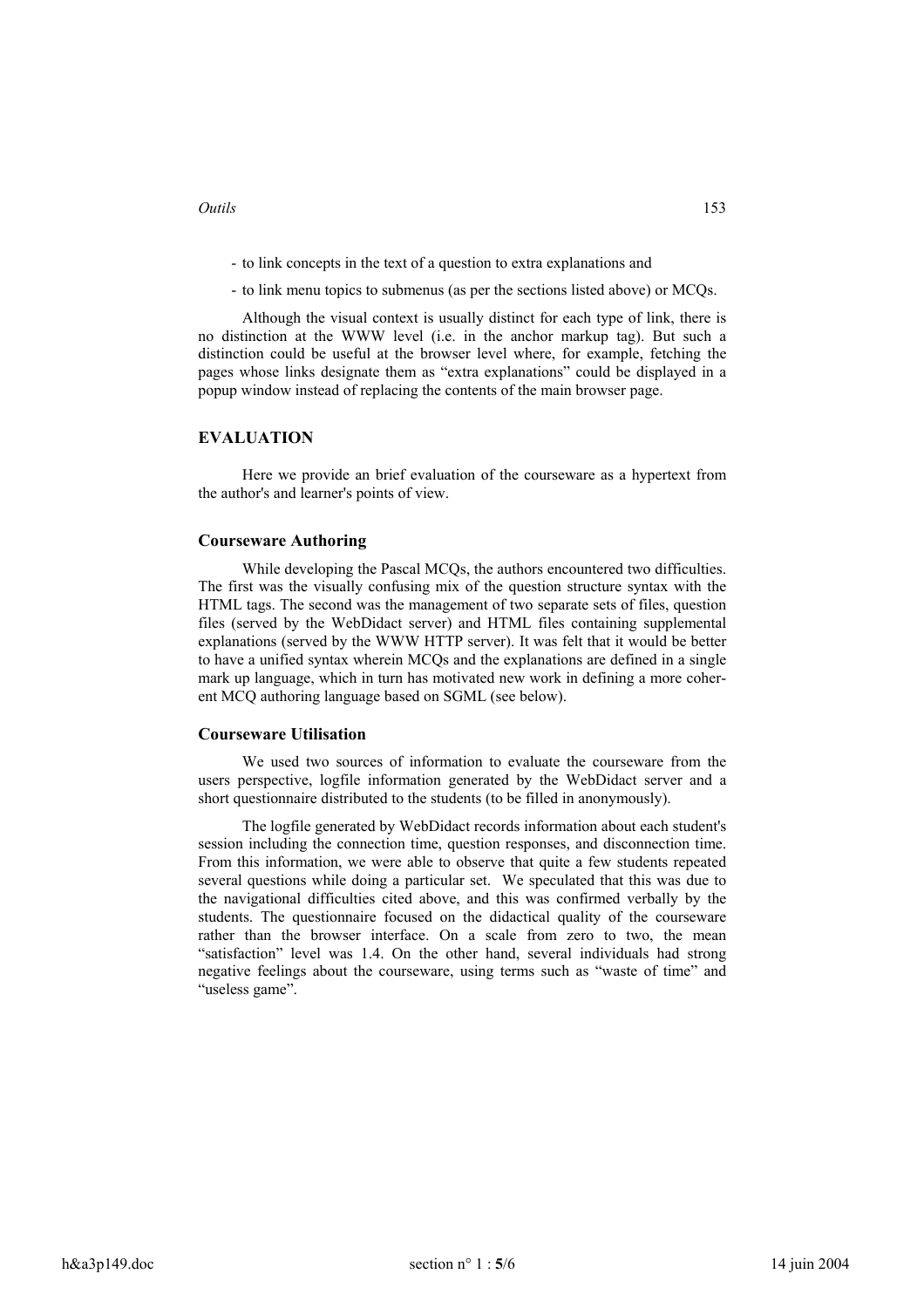- to link concepts in the text of a question to extra explanations and
- to link menu topics to submenus (as per the sections listed above) or MCQs.

Although the visual context is usually distinct for each type of link, there is no distinction at the WWW level (i.e. in the anchor markup tag). But such a distinction could be useful at the browser level where, for example, fetching the pages whose links designate them as “extra explanations” could be displayed in a popup window instead of replacing the contents of the main browser page.

## EVALUATION

Here we provide an brief evaluation of the courseware as a hypertext from the author's and learner's points of view.

### Courseware Authoring

While developing the Pascal MCQs, the authors encountered two difficulties. The first was the visually confusing mix of the question structure syntax with the HTML tags. The second was the management of two separate sets of files, question files (served by the WebDidact server) and HTML files containing supplemental explanations (served by the WWW HTTP server). It was felt that it would be better to have a unified syntax wherein MCQs and the explanations are defined in a single mark up language, which in turn has motivated new work in defining a more coherent MCQ authoring language based on SGML (see below).

### Courseware Utilisation

We used two sources of information to evaluate the courseware from the users perspective, logfile information generated by the WebDidact server and a short questionnaire distributed to the students (to be filled in anonymously).

The logfile generated by WebDidact records information about each student's session including the connection time, question responses, and disconnection time. From this information, we were able to observe that quite a few students repeated several questions while doing a particular set. We speculated that this was due to the navigational difficulties cited above, and this was confirmed verbally by the students. The questionnaire focused on the didactical quality of the courseware rather than the browser interface. On a scale from zero to two, the mean “satisfaction” level was 1.4. On the other hand, several individuals had strong negative feelings about the courseware, using terms such as “waste of time” and “useless game”.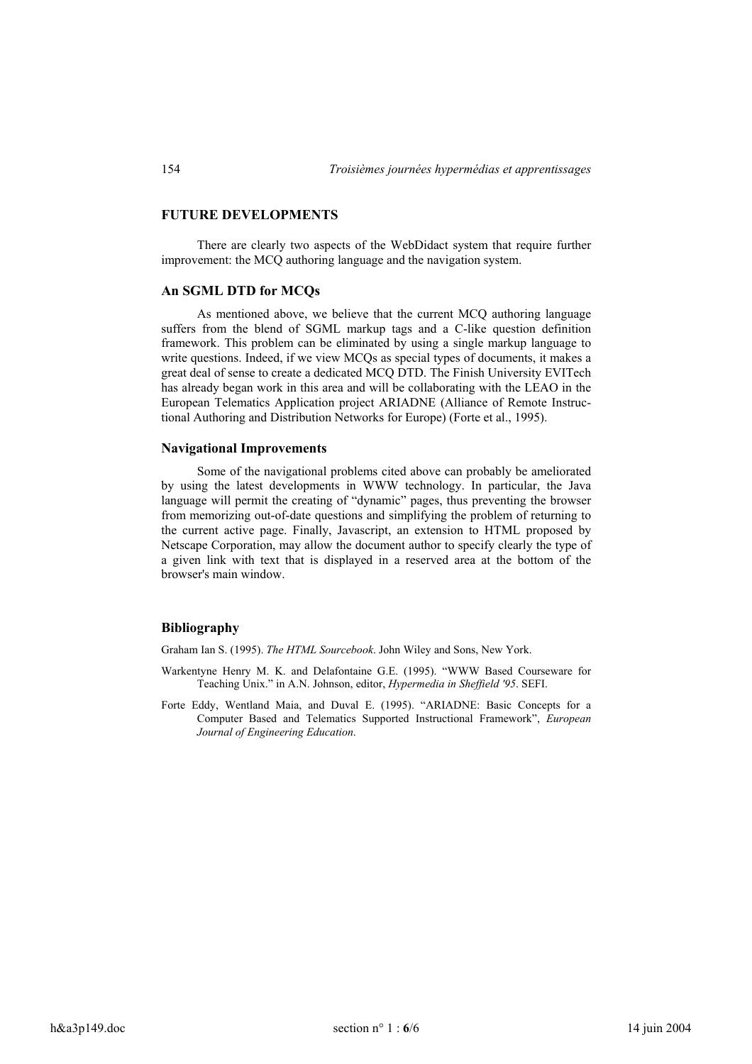## FUTURE DEVELOPMENTS

There are clearly two aspects of the WebDidact system that require further improvement: the MCQ authoring language and the navigation system.

### An SGML DTD for MCQs

As mentioned above, we believe that the current MCQ authoring language suffers from the blend of SGML markup tags and a C-like question definition framework. This problem can be eliminated by using a single markup language to write questions. Indeed, if we view MCQs as special types of documents, it makes a great deal of sense to create a dedicated MCQ DTD. The Finish University EVITech has already began work in this area and will be collaborating with the LEAO in the European Telematics Application project ARIADNE (Alliance of Remote Instructional Authoring and Distribution Networks for Europe) (Forte et al., 1995).

### Navigational Improvements

Some of the navigational problems cited above can probably be ameliorated by using the latest developments in WWW technology. In particular, the Java language will permit the creating of "dynamic" pages, thus preventing the browser from memorizing out-of-date questions and simplifying the problem of returning to the current active page. Finally, Javascript, an extension to HTML proposed by Netscape Corporation, may allow the document author to specify clearly the type of a given link with text that is displayed in a reserved area at the bottom of the browser's main window.

### Bibliography

Graham Ian S. (1995). *The HTML Sourcebook*. John Wiley and Sons, New York.

Warkentyne Henry M. K. and Delafontaine G.E. (1995). "WWW Based Courseware for Teaching Unix." in A.N. Johnson, editor, *Hypermedia in Sheffield '95*. SEFI.

Forte Eddy, Wentland Maia, and Duval E. (1995). "ARIADNE: Basic Concepts for a Computer Based and Telematics Supported Instructional Framework", *European Journal of Engineering Education*.